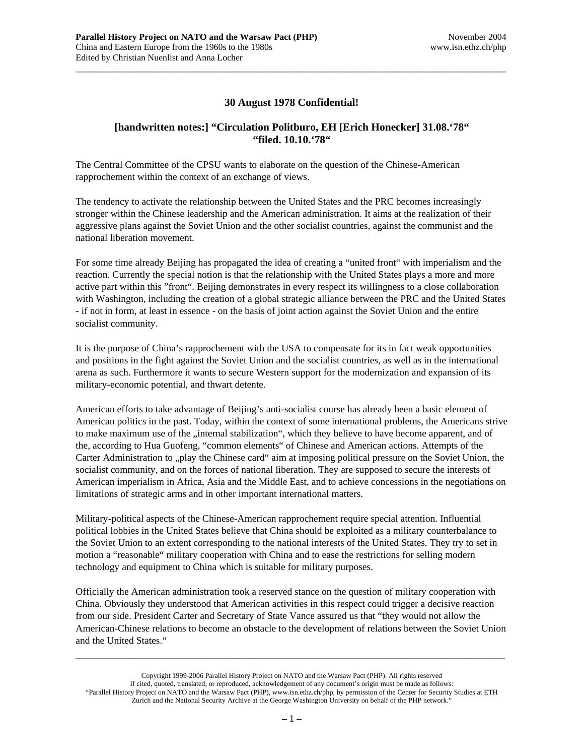**30 August 1978 Confidential!**

**[handwritten notes:] "Circulation Politburo, EH [Erich Honecker] 31.08.'78" "filed. 10.10.'78"**

The Central Committee of the CPSU wants to elaborate on the question of the Chinese-American rapprochement within the context of an exchange of views.

The tendency to activate the relationship between the United States and the PRC becomes increasingly stronger within the Chinese leadership and the American administration. It aims at the realization of their aggressive plans against the Soviet Union and the other socialist countries, against the communist and the national liberation movement.

For some time already Beijing has propagated the idea of creating a "united front" with imperialism and the reaction. Currently the special notion is that the relationship with the United States plays a more and more active part within this "front". Beijing demonstrates in every respect its willingness to a close collaboration with Washington, including the creation of a global strategic alliance between the PRC and the United States - if not in form, at least in essence - on the basis of joint action against the Soviet Union and the entire socialist community.

It is the purpose of China's rapprochement with the USA to compensate for its in fact weak opportunities and positions in the fight against the Soviet Union and the socialist countries, as well as in the international arena as such. Furthermore it wants to secure Western support for the modernization and expansion of its military-economic potential, and thwart detente.

American efforts to take advantage of Beijing's anti-socialist course has already been a basic element of American politics in the past. Today, within the context of some international problems, the Americans strive to make maximum use of the „internal stabilization", which they believe to have become apparent, and of the, according to Hua Guofeng, "common elements" of Chinese and American actions. Attempts of the Carter Administration to „play the Chinese card" aim at imposing political pressure on the Soviet Union, the socialist community, and on the forces of national liberation. They are supposed to secure the interests of American imperialism in Africa, Asia and the Middle East, and to achieve concessions in the negotiations on limitations of strategic arms and in other important international matters.

Military-political aspects of the Chinese-American rapprochement require special attention. Influential political lobbies in the United States believe that China should be exploited as a military counterbalance to the Soviet Union to an extent corresponding to the national interests of the United States. They try to set in motion a "reasonable" military cooperation with China and to ease the restrictions for selling modern technology and equipment to China which is suitable for military purposes.

Officially the American administration took a reserved stance on the question of military cooperation with China. Obviously they understood that American activities in this respect could trigger a decisive reaction from our side. President Carter and Secretary of State Vance assured us that "they would not allow the American-Chinese relations to become an obstacle to the development of relations between the Soviet Union and the United States."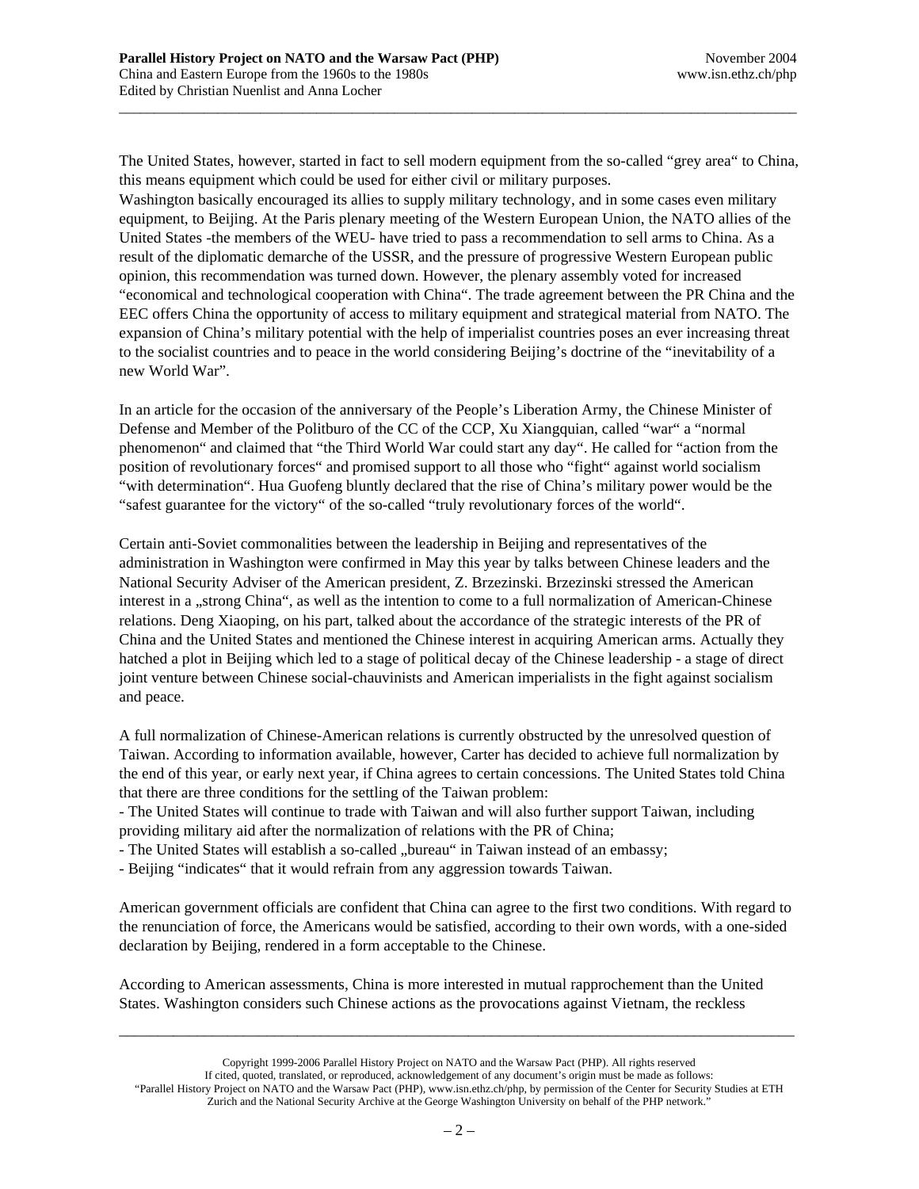The United States, however, started in fact to sell modern equipment from the so-called "grey area" to China, this means equipment which could be used for either civil or military purposes.
Washington basically encouraged its allies to supply military technology, and in some cases even military equipment, to Beijing. At the Paris plenary meeting of the Western European Union, the NATO allies of the United States -the members of the WEU- have tried to pass a recommendation to sell arms to China. As a result of the diplomatic demarche of the USSR, and the pressure of progressive Western European public opinion, this recommendation was turned down. However, the plenary assembly voted for increased "economical and technological cooperation with China". The trade agreement between the PR China and the EEC offers China the opportunity of access to military equipment and strategical material from NATO. The expansion of China's military potential with the help of imperialist countries poses an ever increasing threat to the socialist countries and to peace in the world considering Beijing's doctrine of the "inevitability of a new World War".

In an article for the occasion of the anniversary of the People's Liberation Army, the Chinese Minister of Defense and Member of the Politburo of the CC of the CCP, Xu Xiangquian, called "war" a "normal phenomenon" and claimed that "the Third World War could start any day". He called for "action from the position of revolutionary forces" and promised support to all those who "fight" against world socialism "with determination". Hua Guofeng bluntly declared that the rise of China's military power would be the "safest guarantee for the victory" of the so-called "truly revolutionary forces of the world".

Certain anti-Soviet commonalities between the leadership in Beijing and representatives of the administration in Washington were confirmed in May this year by talks between Chinese leaders and the National Security Adviser of the American president, Z. Brzezinski. Brzezinski stressed the American interest in a „strong China", as well as the intention to come to a full normalization of American-Chinese relations. Deng Xiaoping, on his part, talked about the accordance of the strategic interests of the PR of China and the United States and mentioned the Chinese interest in acquiring American arms. Actually they hatched a plot in Beijing which led to a stage of political decay of the Chinese leadership - a stage of direct joint venture between Chinese social-chauvinists and American imperialists in the fight against socialism and peace.

A full normalization of Chinese-American relations is currently obstructed by the unresolved question of Taiwan. According to information available, however, Carter has decided to achieve full normalization by the end of this year, or early next year, if China agrees to certain concessions. The United States told China that there are three conditions for the settling of the Taiwan problem:

- The United States will continue to trade with Taiwan and will also further support Taiwan, including providing military aid after the normalization of relations with the PR of China;
- The United States will establish a so-called „bureau" in Taiwan instead of an embassy;
- Beijing "indicates" that it would refrain from any aggression towards Taiwan.

American government officials are confident that China can agree to the first two conditions. With regard to the renunciation of force, the Americans would be satisfied, according to their own words, with a one-sided declaration by Beijing, rendered in a form acceptable to the Chinese.

According to American assessments, China is more interested in mutual rapprochement than the United States. Washington considers such Chinese actions as the provocations against Vietnam, the reckless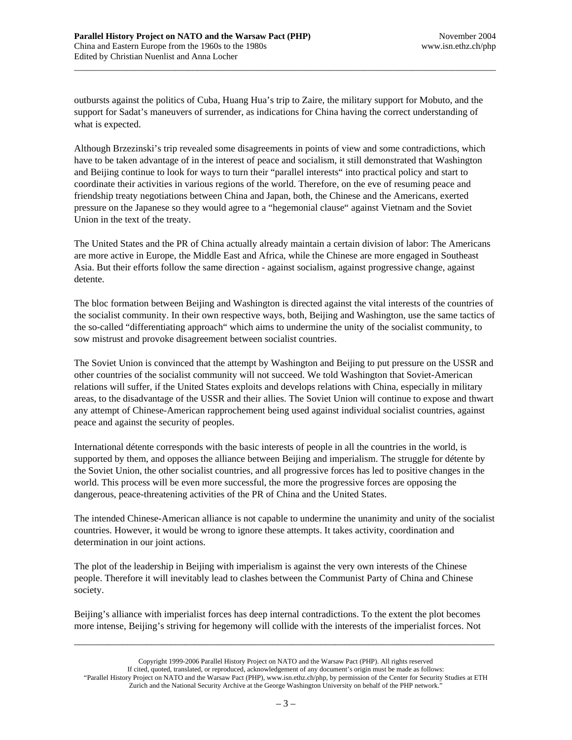outbursts against the politics of Cuba, Huang Hua's trip to Zaire, the military support for Mobuto, and the support for Sadat's maneuvers of surrender, as indications for China having the correct understanding of what is expected.

Although Brzezinski's trip revealed some disagreements in points of view and some contradictions, which have to be taken advantage of in the interest of peace and socialism, it still demonstrated that Washington and Beijing continue to look for ways to turn their "parallel interests" into practical policy and start to coordinate their activities in various regions of the world. Therefore, on the eve of resuming peace and friendship treaty negotiations between China and Japan, both, the Chinese and the Americans, exerted pressure on the Japanese so they would agree to a "hegemonial clause" against Vietnam and the Soviet Union in the text of the treaty.

The United States and the PR of China actually already maintain a certain division of labor: The Americans are more active in Europe, the Middle East and Africa, while the Chinese are more engaged in Southeast Asia. But their efforts follow the same direction - against socialism, against progressive change, against detente.

The bloc formation between Beijing and Washington is directed against the vital interests of the countries of the socialist community. In their own respective ways, both, Beijing and Washington, use the same tactics of the so-called "differentiating approach" which aims to undermine the unity of the socialist community, to sow mistrust and provoke disagreement between socialist countries.

The Soviet Union is convinced that the attempt by Washington and Beijing to put pressure on the USSR and other countries of the socialist community will not succeed. We told Washington that Soviet-American relations will suffer, if the United States exploits and develops relations with China, especially in military areas, to the disadvantage of the USSR and their allies. The Soviet Union will continue to expose and thwart any attempt of Chinese-American rapprochement being used against individual socialist countries, against peace and against the security of peoples.

International détente corresponds with the basic interests of people in all the countries in the world, is supported by them, and opposes the alliance between Beijing and imperialism. The struggle for détente by the Soviet Union, the other socialist countries, and all progressive forces has led to positive changes in the world. This process will be even more successful, the more the progressive forces are opposing the dangerous, peace-threatening activities of the PR of China and the United States.

The intended Chinese-American alliance is not capable to undermine the unanimity and unity of the socialist countries. However, it would be wrong to ignore these attempts. It takes activity, coordination and determination in our joint actions.

The plot of the leadership in Beijing with imperialism is against the very own interests of the Chinese people. Therefore it will inevitably lead to clashes between the Communist Party of China and Chinese society.

Beijing's alliance with imperialist forces has deep internal contradictions. To the extent the plot becomes more intense, Beijing's striving for hegemony will collide with the interests of the imperialist forces. Not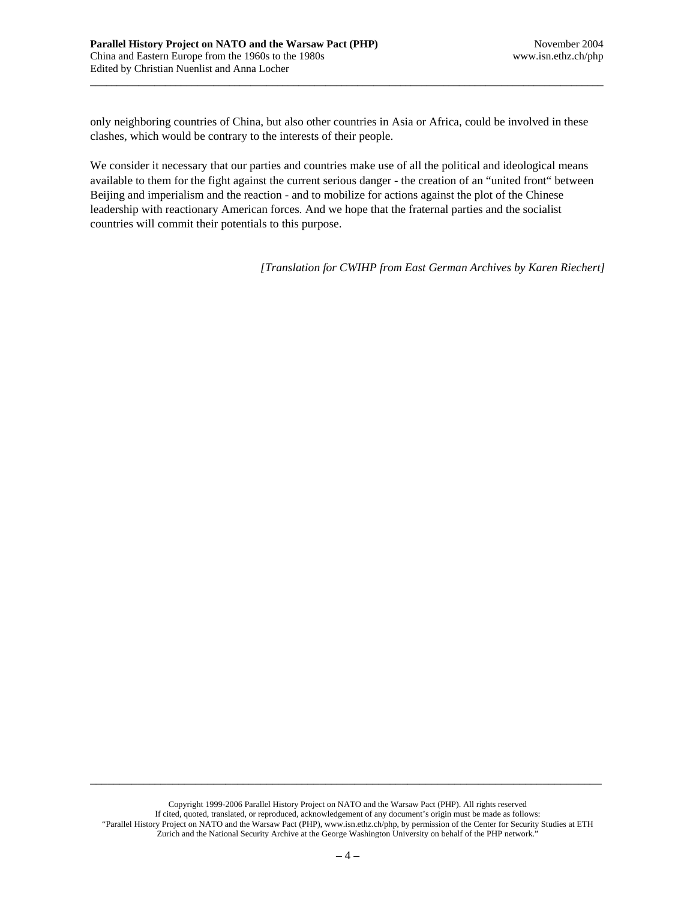only neighboring countries of China, but also other countries in Asia or Africa, could be involved in these clashes, which would be contrary to the interests of their people.

We consider it necessary that our parties and countries make use of all the political and ideological means available to them for the fight against the current serious danger - the creation of an "united front" between Beijing and imperialism and the reaction - and to mobilize for actions against the plot of the Chinese leadership with reactionary American forces. And we hope that the fraternal parties and the socialist countries will commit their potentials to this purpose.

*[Translation for CWIHP from East German Archives by Karen Riechert]*